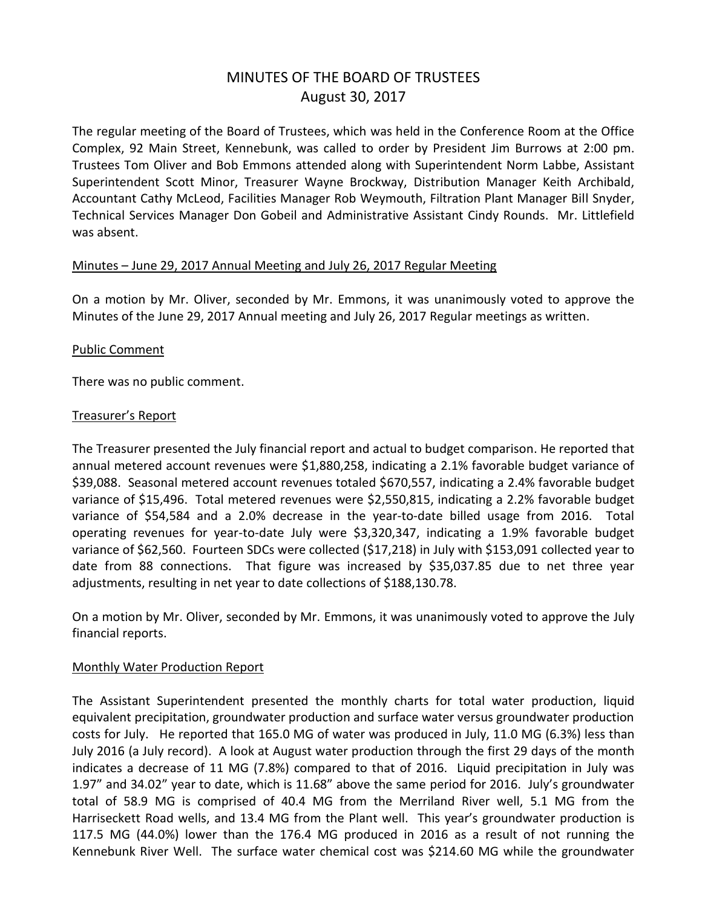# MINUTES OF THE BOARD OF TRUSTEES
## August 30, 2017

The regular meeting of the Board of Trustees, which was held in the Conference Room at the Office Complex, 92 Main Street, Kennebunk, was called to order by President Jim Burrows at 2:00 pm. Trustees Tom Oliver and Bob Emmons attended along with Superintendent Norm Labbe, Assistant Superintendent Scott Minor, Treasurer Wayne Brockway, Distribution Manager Keith Archibald, Accountant Cathy McLeod, Facilities Manager Rob Weymouth, Filtration Plant Manager Bill Snyder, Technical Services Manager Don Gobeil and Administrative Assistant Cindy Rounds. Mr. Littlefield was absent.

### Minutes – June 29, 2017 Annual Meeting and July 26, 2017 Regular Meeting

On a motion by Mr. Oliver, seconded by Mr. Emmons, it was unanimously voted to approve the Minutes of the June 29, 2017 Annual meeting and July 26, 2017 Regular meetings as written.

### Public Comment

There was no public comment.

### Treasurer's Report

The Treasurer presented the July financial report and actual to budget comparison. He reported that annual metered account revenues were $1,880,258, indicating a 2.1% favorable budget variance of $39,088. Seasonal metered account revenues totaled $670,557, indicating a 2.4% favorable budget variance of $15,496. Total metered revenues were $2,550,815, indicating a 2.2% favorable budget variance of $54,584 and a 2.0% decrease in the year-to-date billed usage from 2016. Total operating revenues for year-to-date July were $3,320,347, indicating a 1.9% favorable budget variance of $62,560. Fourteen SDCs were collected ($17,218) in July with $153,091 collected year to date from 88 connections. That figure was increased by $35,037.85 due to net three year adjustments, resulting in net year to date collections of $188,130.78.

On a motion by Mr. Oliver, seconded by Mr. Emmons, it was unanimously voted to approve the July financial reports.

### Monthly Water Production Report

The Assistant Superintendent presented the monthly charts for total water production, liquid equivalent precipitation, groundwater production and surface water versus groundwater production costs for July. He reported that 165.0 MG of water was produced in July, 11.0 MG (6.3%) less than July 2016 (a July record). A look at August water production through the first 29 days of the month indicates a decrease of 11 MG (7.8%) compared to that of 2016. Liquid precipitation in July was 1.97" and 34.02" year to date, which is 11.68" above the same period for 2016. July's groundwater total of 58.9 MG is comprised of 40.4 MG from the Merriland River well, 5.1 MG from the Harriseckett Road wells, and 13.4 MG from the Plant well. This year's groundwater production is 117.5 MG (44.0%) lower than the 176.4 MG produced in 2016 as a result of not running the Kennebunk River Well. The surface water chemical cost was $214.60 MG while the groundwater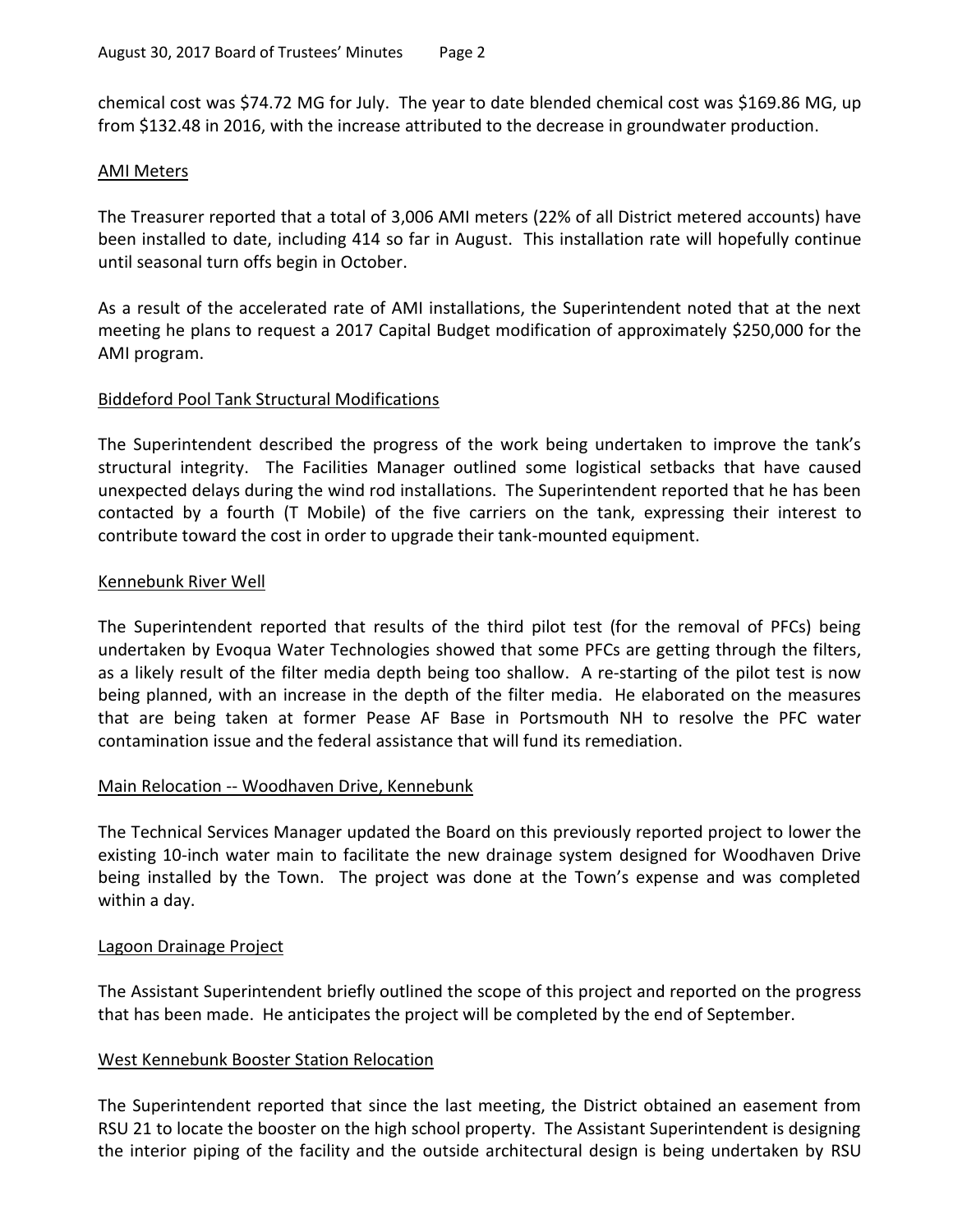chemical cost was $74.72 MG for July. The year to date blended chemical cost was $169.86 MG, up from $132.48 in 2016, with the increase attributed to the decrease in groundwater production.

<u>AMI Meters</u>

The Treasurer reported that a total of 3,006 AMI meters (22% of all District metered accounts) have been installed to date, including 414 so far in August. This installation rate will hopefully continue until seasonal turn offs begin in October.

As a result of the accelerated rate of AMI installations, the Superintendent noted that at the next meeting he plans to request a 2017 Capital Budget modification of approximately $250,000 for the AMI program.

<u>Biddeford Pool Tank Structural Modifications</u>

The Superintendent described the progress of the work being undertaken to improve the tank's structural integrity. The Facilities Manager outlined some logistical setbacks that have caused unexpected delays during the wind rod installations. The Superintendent reported that he has been contacted by a fourth (T Mobile) of the five carriers on the tank, expressing their interest to contribute toward the cost in order to upgrade their tank-mounted equipment.

<u>Kennebunk River Well</u>

The Superintendent reported that results of the third pilot test (for the removal of PFCs) being undertaken by Evoqua Water Technologies showed that some PFCs are getting through the filters, as a likely result of the filter media depth being too shallow. A re-starting of the pilot test is now being planned, with an increase in the depth of the filter media. He elaborated on the measures that are being taken at former Pease AF Base in Portsmouth NH to resolve the PFC water contamination issue and the federal assistance that will fund its remediation.

<u>Main Relocation -- Woodhaven Drive, Kennebunk</u>

The Technical Services Manager updated the Board on this previously reported project to lower the existing 10-inch water main to facilitate the new drainage system designed for Woodhaven Drive being installed by the Town. The project was done at the Town's expense and was completed within a day.

<u>Lagoon Drainage Project</u>

The Assistant Superintendent briefly outlined the scope of this project and reported on the progress that has been made. He anticipates the project will be completed by the end of September.

<u>West Kennebunk Booster Station Relocation</u>

The Superintendent reported that since the last meeting, the District obtained an easement from RSU 21 to locate the booster on the high school property. The Assistant Superintendent is designing the interior piping of the facility and the outside architectural design is being undertaken by RSU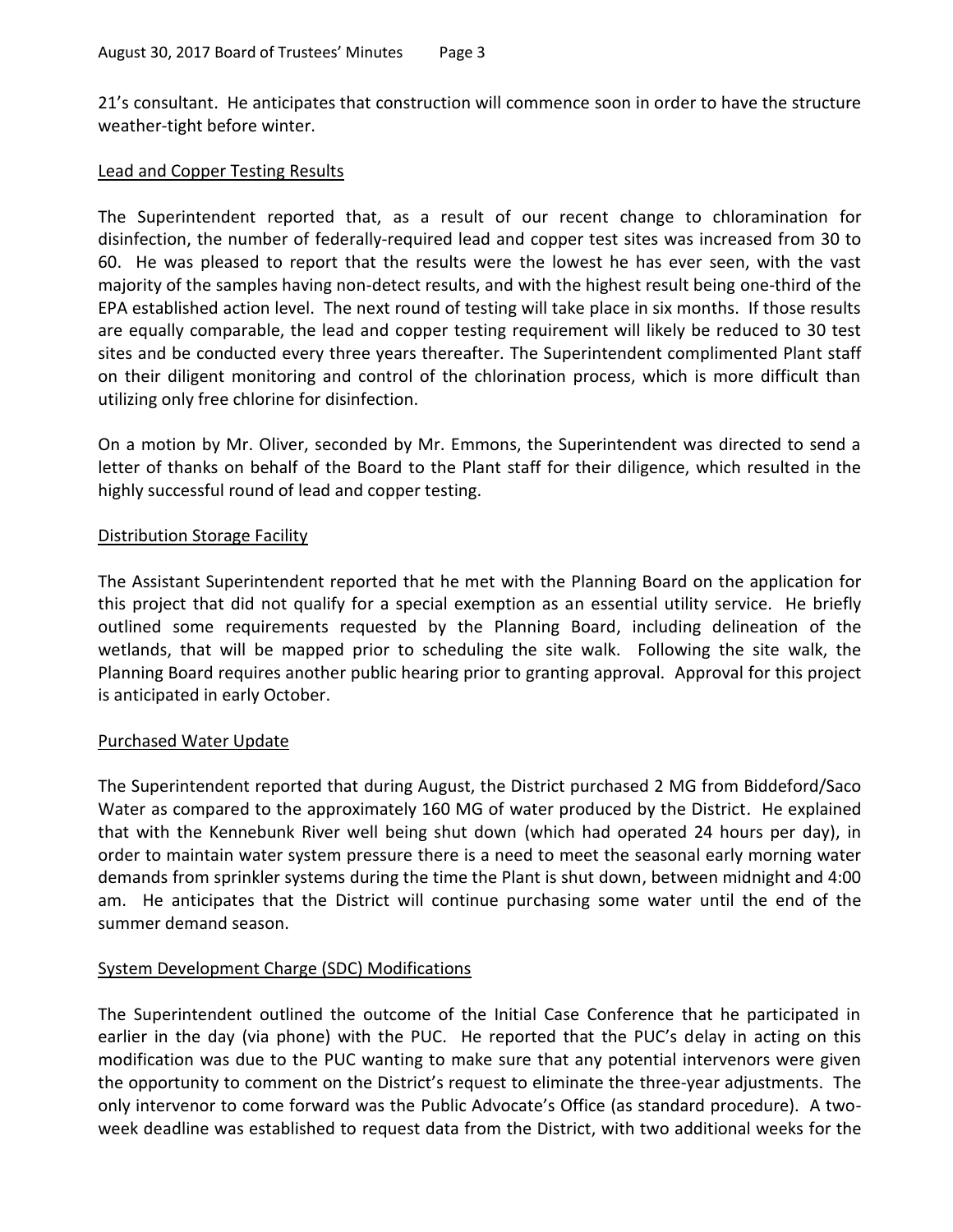21's consultant. He anticipates that construction will commence soon in order to have the structure weather-tight before winter.

## Lead and Copper Testing Results

The Superintendent reported that, as a result of our recent change to chloramination for disinfection, the number of federally-required lead and copper test sites was increased from 30 to 60. He was pleased to report that the results were the lowest he has ever seen, with the vast majority of the samples having non-detect results, and with the highest result being one-third of the EPA established action level. The next round of testing will take place in six months. If those results are equally comparable, the lead and copper testing requirement will likely be reduced to 30 test sites and be conducted every three years thereafter. The Superintendent complimented Plant staff on their diligent monitoring and control of the chlorination process, which is more difficult than utilizing only free chlorine for disinfection.

On a motion by Mr. Oliver, seconded by Mr. Emmons, the Superintendent was directed to send a letter of thanks on behalf of the Board to the Plant staff for their diligence, which resulted in the highly successful round of lead and copper testing.

## Distribution Storage Facility

The Assistant Superintendent reported that he met with the Planning Board on the application for this project that did not qualify for a special exemption as an essential utility service. He briefly outlined some requirements requested by the Planning Board, including delineation of the wetlands, that will be mapped prior to scheduling the site walk. Following the site walk, the Planning Board requires another public hearing prior to granting approval. Approval for this project is anticipated in early October.

## Purchased Water Update

The Superintendent reported that during August, the District purchased 2 MG from Biddeford/Saco Water as compared to the approximately 160 MG of water produced by the District. He explained that with the Kennebunk River well being shut down (which had operated 24 hours per day), in order to maintain water system pressure there is a need to meet the seasonal early morning water demands from sprinkler systems during the time the Plant is shut down, between midnight and 4:00 am. He anticipates that the District will continue purchasing some water until the end of the summer demand season.

## System Development Charge (SDC) Modifications

The Superintendent outlined the outcome of the Initial Case Conference that he participated in earlier in the day (via phone) with the PUC. He reported that the PUC's delay in acting on this modification was due to the PUC wanting to make sure that any potential intervenors were given the opportunity to comment on the District's request to eliminate the three-year adjustments. The only intervenor to come forward was the Public Advocate's Office (as standard procedure). A two-week deadline was established to request data from the District, with two additional weeks for the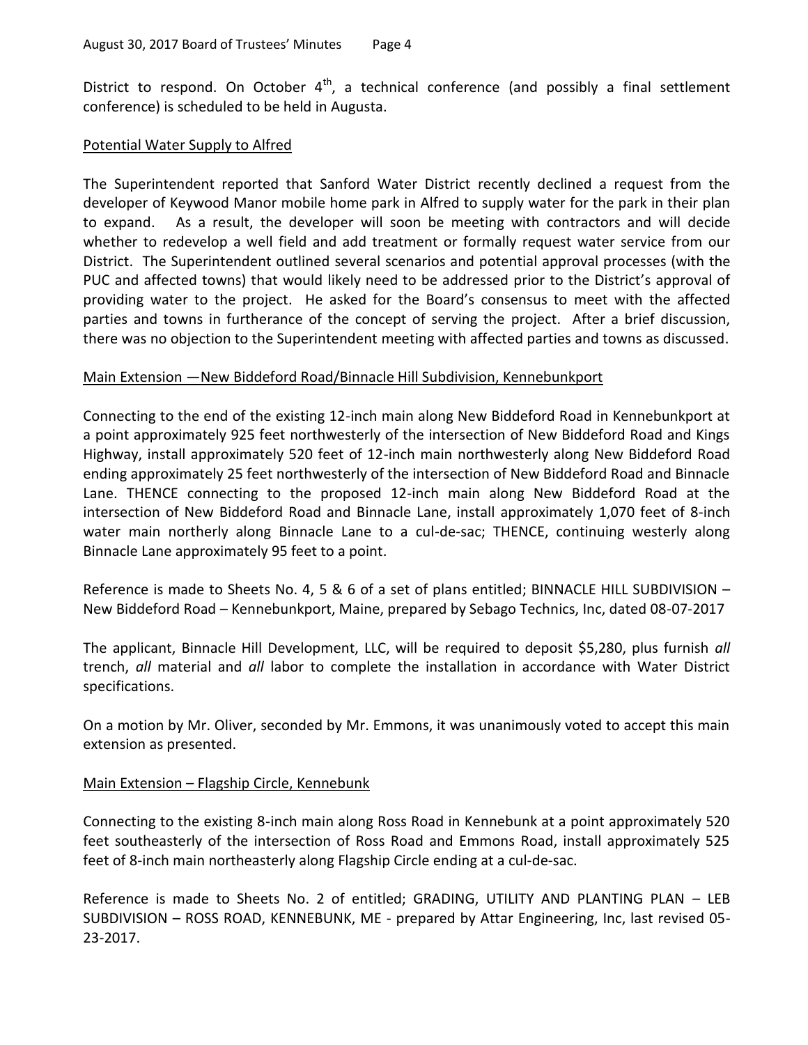District to respond. On October 4th, a technical conference (and possibly a final settlement conference) is scheduled to be held in Augusta.

## Potential Water Supply to Alfred

The Superintendent reported that Sanford Water District recently declined a request from the developer of Keywood Manor mobile home park in Alfred to supply water for the park in their plan to expand. As a result, the developer will soon be meeting with contractors and will decide whether to redevelop a well field and add treatment or formally request water service from our District. The Superintendent outlined several scenarios and potential approval processes (with the PUC and affected towns) that would likely need to be addressed prior to the District's approval of providing water to the project. He asked for the Board's consensus to meet with the affected parties and towns in furtherance of the concept of serving the project. After a brief discussion, there was no objection to the Superintendent meeting with affected parties and towns as discussed.

## Main Extension —New Biddeford Road/Binnacle Hill Subdivision, Kennebunkport

Connecting to the end of the existing 12-inch main along New Biddeford Road in Kennebunkport at a point approximately 925 feet northwesterly of the intersection of New Biddeford Road and Kings Highway, install approximately 520 feet of 12-inch main northwesterly along New Biddeford Road ending approximately 25 feet northwesterly of the intersection of New Biddeford Road and Binnacle Lane. THENCE connecting to the proposed 12-inch main along New Biddeford Road at the intersection of New Biddeford Road and Binnacle Lane, install approximately 1,070 feet of 8-inch water main northerly along Binnacle Lane to a cul-de-sac; THENCE, continuing westerly along Binnacle Lane approximately 95 feet to a point.

Reference is made to Sheets No. 4, 5 & 6 of a set of plans entitled; BINNACLE HILL SUBDIVISION – New Biddeford Road – Kennebunkport, Maine, prepared by Sebago Technics, Inc, dated 08-07-2017

The applicant, Binnacle Hill Development, LLC, will be required to deposit $5,280, plus furnish *all* trench, *all* material and *all* labor to complete the installation in accordance with Water District specifications.

On a motion by Mr. Oliver, seconded by Mr. Emmons, it was unanimously voted to accept this main extension as presented.

## Main Extension – Flagship Circle, Kennebunk

Connecting to the existing 8-inch main along Ross Road in Kennebunk at a point approximately 520 feet southeasterly of the intersection of Ross Road and Emmons Road, install approximately 525 feet of 8-inch main northeasterly along Flagship Circle ending at a cul-de-sac.

Reference is made to Sheets No. 2 of entitled; GRADING, UTILITY AND PLANTING PLAN – LEB SUBDIVISION – ROSS ROAD, KENNEBUNK, ME - prepared by Attar Engineering, Inc, last revised 05-23-2017.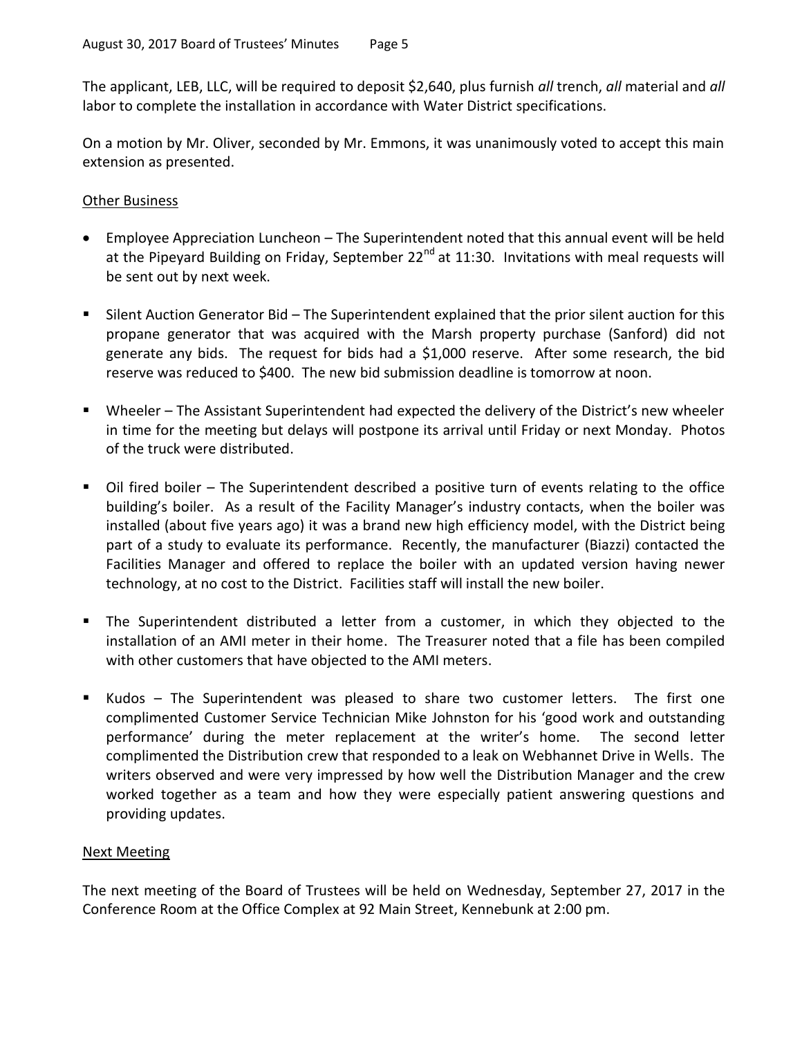The applicant, LEB, LLC, will be required to deposit $2,640, plus furnish *all* trench, *all* material and *all* labor to complete the installation in accordance with Water District specifications.

On a motion by Mr. Oliver, seconded by Mr. Emmons, it was unanimously voted to accept this main extension as presented.

<u>Other Business</u>

- Employee Appreciation Luncheon – The Superintendent noted that this annual event will be held at the Pipeyard Building on Friday, September 22nd at 11:30. Invitations with meal requests will be sent out by next week.

- Silent Auction Generator Bid – The Superintendent explained that the prior silent auction for this propane generator that was acquired with the Marsh property purchase (Sanford) did not generate any bids. The request for bids had a $1,000 reserve. After some research, the bid reserve was reduced to $400. The new bid submission deadline is tomorrow at noon.

- Wheeler – The Assistant Superintendent had expected the delivery of the District's new wheeler in time for the meeting but delays will postpone its arrival until Friday or next Monday. Photos of the truck were distributed.

- Oil fired boiler – The Superintendent described a positive turn of events relating to the office building's boiler. As a result of the Facility Manager's industry contacts, when the boiler was installed (about five years ago) it was a brand new high efficiency model, with the District being part of a study to evaluate its performance. Recently, the manufacturer (Biazzi) contacted the Facilities Manager and offered to replace the boiler with an updated version having newer technology, at no cost to the District. Facilities staff will install the new boiler.

- The Superintendent distributed a letter from a customer, in which they objected to the installation of an AMI meter in their home. The Treasurer noted that a file has been compiled with other customers that have objected to the AMI meters.

- Kudos – The Superintendent was pleased to share two customer letters. The first one complimented Customer Service Technician Mike Johnston for his 'good work and outstanding performance' during the meter replacement at the writer's home. The second letter complimented the Distribution crew that responded to a leak on Webhannet Drive in Wells. The writers observed and were very impressed by how well the Distribution Manager and the crew worked together as a team and how they were especially patient answering questions and providing updates.

<u>Next Meeting</u>

The next meeting of the Board of Trustees will be held on Wednesday, September 27, 2017 in the Conference Room at the Office Complex at 92 Main Street, Kennebunk at 2:00 pm.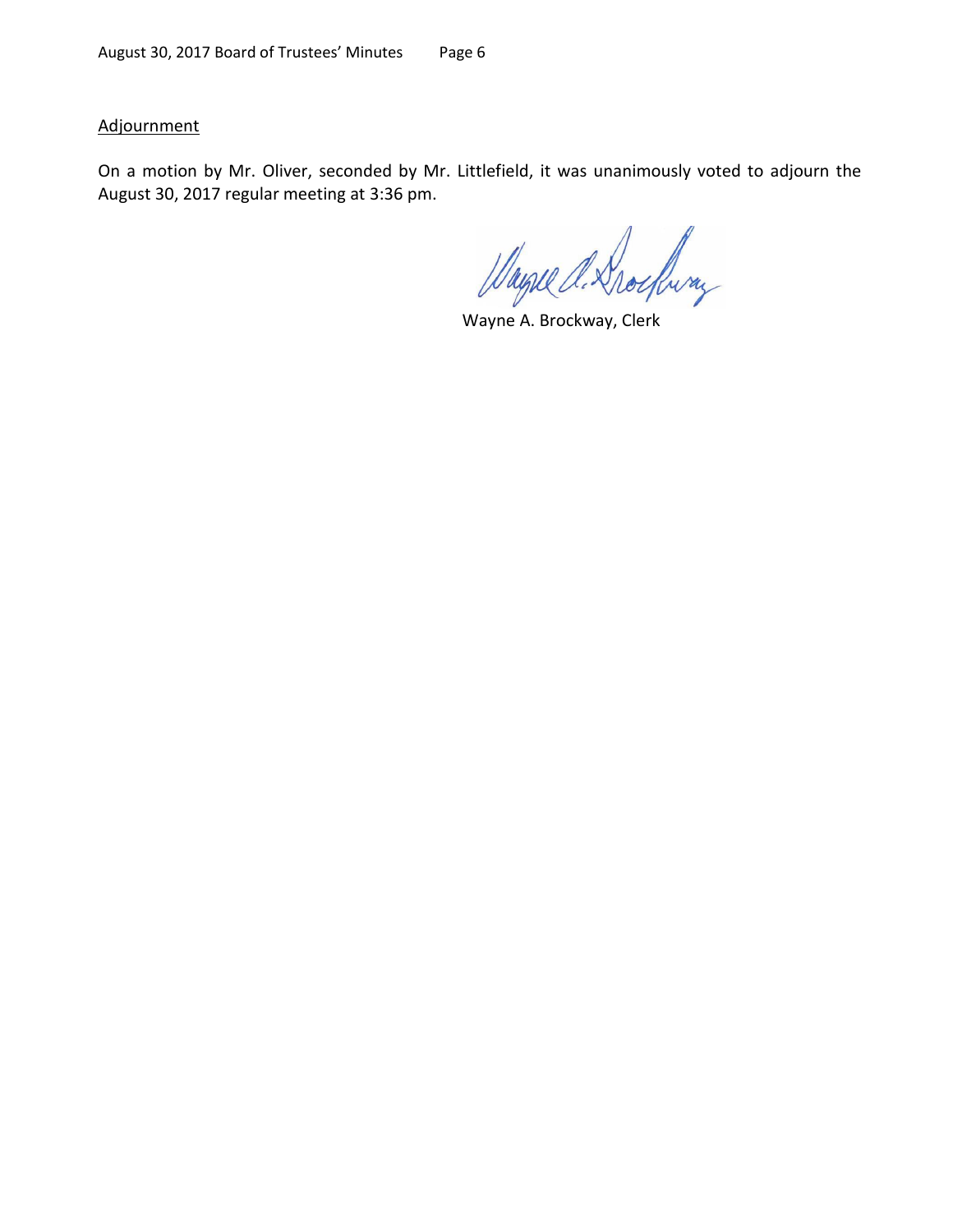## Adjournment

On a motion by Mr. Oliver, seconded by Mr. Littlefield, it was unanimously voted to adjourn the August 30, 2017 regular meeting at 3:36 pm.

Wayne A. Brockway, Clerk